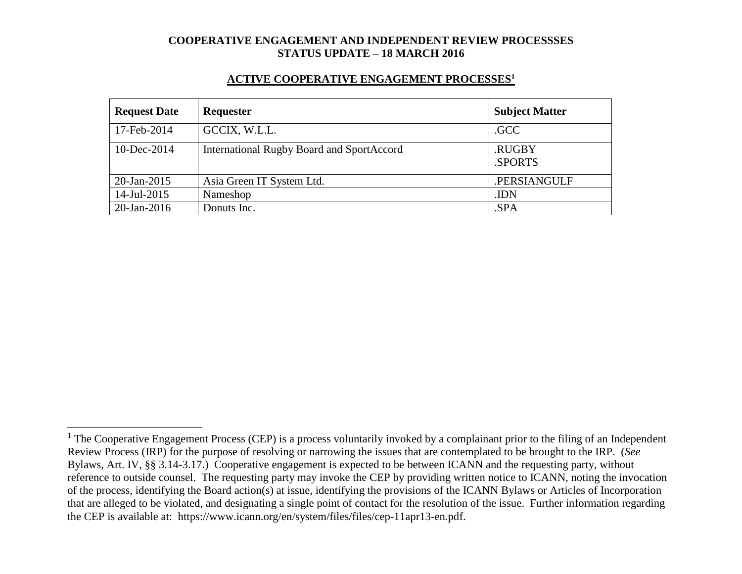**COOPERATIVE ENGAGEMENT AND INDEPENDENT REVIEW PROCESSSES**
**STATUS UPDATE – 18 MARCH 2016**

## ACTIVE COOPERATIVE ENGAGEMENT PROCESSES[1]

| Request Date | Requester | Subject Matter |
|---|---|---|
| 17-Feb-2014 | GCCIX, W.L.L. | .GCC |
| 10-Dec-2014 | International Rugby Board and SportAccord | .RUGBY<br>.SPORTS |
| 20-Jan-2015 | Asia Green IT System Ltd. | .PERSIANGULF |
| 14-Jul-2015 | Nameshop | .IDN |
| 20-Jan-2016 | Donuts Inc. | .SPA |

[1] The Cooperative Engagement Process (CEP) is a process voluntarily invoked by a complainant prior to the filing of an Independent Review Process (IRP) for the purpose of resolving or narrowing the issues that are contemplated to be brought to the IRP. (*See* Bylaws, Art. IV, §§ 3.14-3.17.) Cooperative engagement is expected to be between ICANN and the requesting party, without reference to outside counsel. The requesting party may invoke the CEP by providing written notice to ICANN, noting the invocation of the process, identifying the Board action(s) at issue, identifying the provisions of the ICANN Bylaws or Articles of Incorporation that are alleged to be violated, and designating a single point of contact for the resolution of the issue. Further information regarding the CEP is available at: https://www.icann.org/en/system/files/files/cep-11apr13-en.pdf.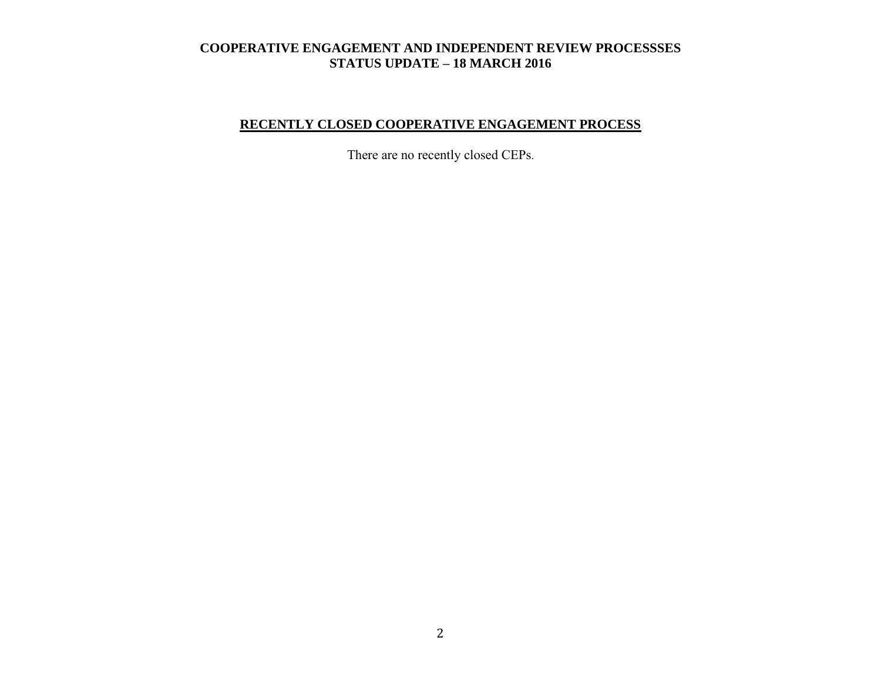## RECENTLY CLOSED COOPERATIVE ENGAGEMENT PROCESS

There are no recently closed CEPs.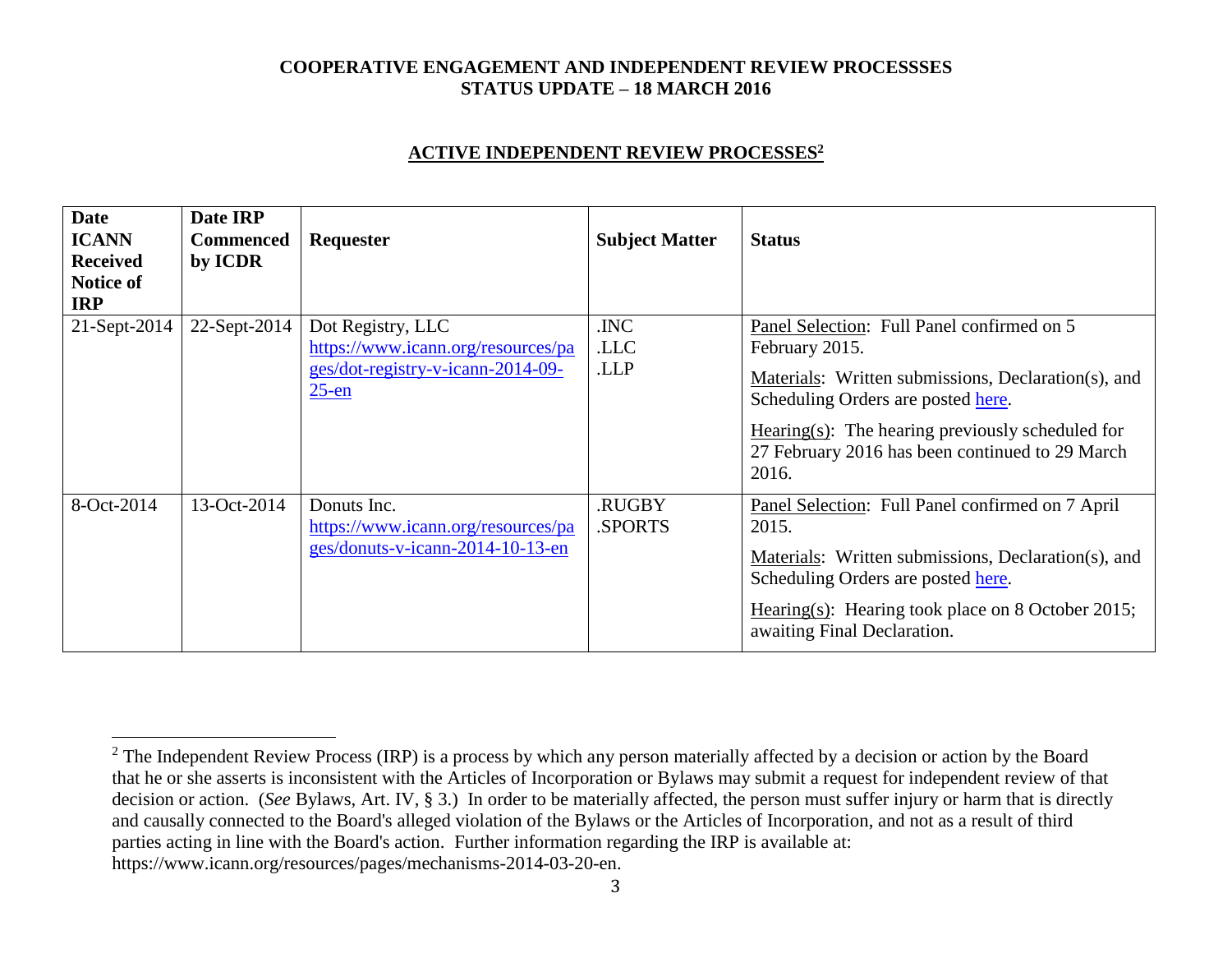**COOPERATIVE ENGAGEMENT AND INDEPENDENT REVIEW PROCESSSES**
**STATUS UPDATE – 18 MARCH 2016**

## ACTIVE INDEPENDENT REVIEW PROCESSES[2]

| Date ICANN Received Notice of IRP | Date IRP Commenced by ICDR | Requester | Subject Matter | Status |
|---|---|---|---|---|
| 21-Sept-2014 | 22-Sept-2014 | Dot Registry, LLC https://www.icann.org/resources/pages/dot-registry-v-icann-2014-09-25-en | .INC<br>.LLC<br>.LLP | Panel Selection: Full Panel confirmed on 5 February 2015.<br>Materials: Written submissions, Declaration(s), and Scheduling Orders are posted here.<br>Hearing(s): The hearing previously scheduled for 27 February 2016 has been continued to 29 March 2016. |
| 8-Oct-2014 | 13-Oct-2014 | Donuts Inc. https://www.icann.org/resources/pages/donuts-v-icann-2014-10-13-en | .RUGBY<br>.SPORTS | Panel Selection: Full Panel confirmed on 7 April 2015.<br>Materials: Written submissions, Declaration(s), and Scheduling Orders are posted here.<br>Hearing(s): Hearing took place on 8 October 2015; awaiting Final Declaration. |

[2] The Independent Review Process (IRP) is a process by which any person materially affected by a decision or action by the Board that he or she asserts is inconsistent with the Articles of Incorporation or Bylaws may submit a request for independent review of that decision or action. (*See* Bylaws, Art. IV, § 3.) In order to be materially affected, the person must suffer injury or harm that is directly and causally connected to the Board's alleged violation of the Bylaws or the Articles of Incorporation, and not as a result of third parties acting in line with the Board's action. Further information regarding the IRP is available at: https://www.icann.org/resources/pages/mechanisms-2014-03-20-en.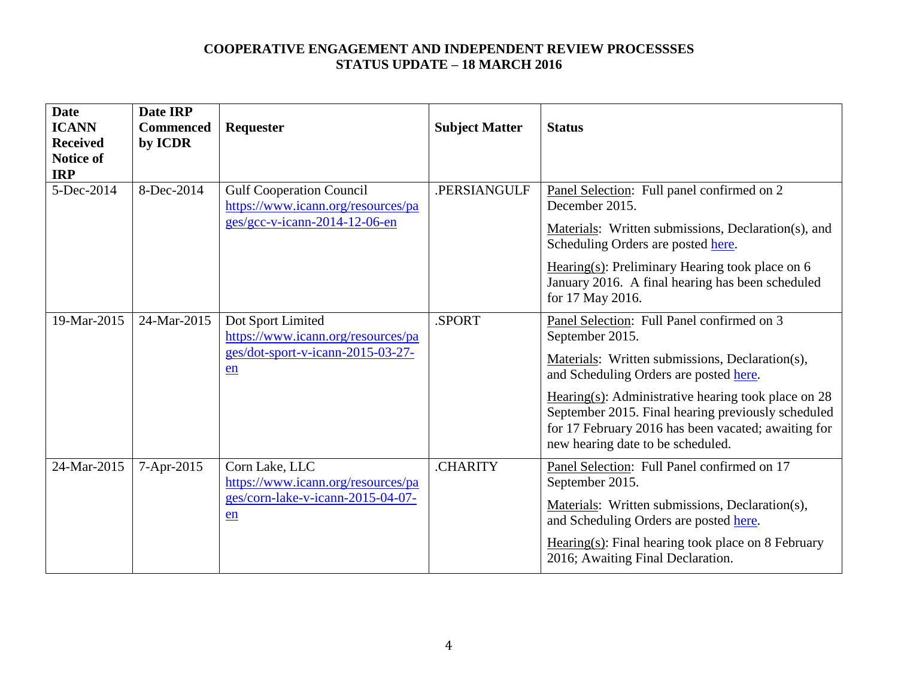**COOPERATIVE ENGAGEMENT AND INDEPENDENT REVIEW PROCESSSES**
**STATUS UPDATE – 18 MARCH 2016**

| Date ICANN Received Notice of IRP | Date IRP Commenced by ICDR | Requester | Subject Matter | Status |
|---|---|---|---|---|
| 5-Dec-2014 | 8-Dec-2014 | Gulf Cooperation Council https://www.icann.org/resources/pages/gcc-v-icann-2014-12-06-en | .PERSIANGULF | Panel Selection: Full panel confirmed on 2 December 2015. Materials: Written submissions, Declaration(s), and Scheduling Orders are posted here. Hearing(s): Preliminary Hearing took place on 6 January 2016. A final hearing has been scheduled for 17 May 2016. |
| 19-Mar-2015 | 24-Mar-2015 | Dot Sport Limited https://www.icann.org/resources/pages/dot-sport-v-icann-2015-03-27-en | .SPORT | Panel Selection: Full Panel confirmed on 3 September 2015. Materials: Written submissions, Declaration(s), and Scheduling Orders are posted here. Hearing(s): Administrative hearing took place on 28 September 2015. Final hearing previously scheduled for 17 February 2016 has been vacated; awaiting for new hearing date to be scheduled. |
| 24-Mar-2015 | 7-Apr-2015 | Corn Lake, LLC https://www.icann.org/resources/pages/corn-lake-v-icann-2015-04-07-en | .CHARITY | Panel Selection: Full Panel confirmed on 17 September 2015. Materials: Written submissions, Declaration(s), and Scheduling Orders are posted here. Hearing(s): Final hearing took place on 8 February 2016; Awaiting Final Declaration. |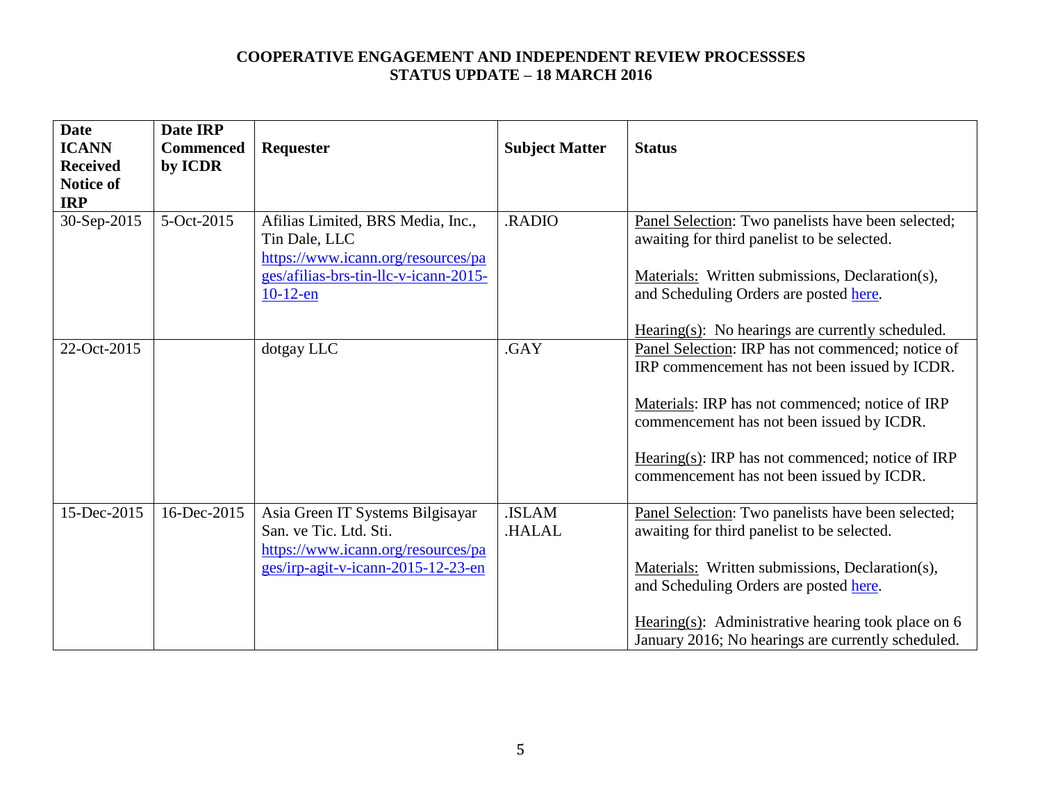**COOPERATIVE ENGAGEMENT AND INDEPENDENT REVIEW PROCESSSES**
**STATUS UPDATE – 18 MARCH 2016**

| Date ICANN Received Notice of IRP | Date IRP Commenced by ICDR | Requester | Subject Matter | Status |
|---|---|---|---|---|
| 30-Sep-2015 | 5-Oct-2015 | Afilias Limited, BRS Media, Inc., Tin Dale, LLC https://www.icann.org/resources/pages/afilias-brs-tin-llc-v-icann-2015-10-12-en | .RADIO | Panel Selection: Two panelists have been selected; awaiting for third panelist to be selected.<br><br>Materials: Written submissions, Declaration(s), and Scheduling Orders are posted here.<br><br>Hearing(s): No hearings are currently scheduled. |
| 22-Oct-2015 | | dotgay LLC | .GAY | Panel Selection: IRP has not commenced; notice of IRP commencement has not been issued by ICDR.<br><br>Materials: IRP has not commenced; notice of IRP commencement has not been issued by ICDR.<br><br>Hearing(s): IRP has not commenced; notice of IRP commencement has not been issued by ICDR. |
| 15-Dec-2015 | 16-Dec-2015 | Asia Green IT Systems Bilgisayar San. ve Tic. Ltd. Sti. https://www.icann.org/resources/pages/irp-agit-v-icann-2015-12-23-en | .ISLAM .HALAL | Panel Selection: Two panelists have been selected; awaiting for third panelist to be selected.<br><br>Materials: Written submissions, Declaration(s), and Scheduling Orders are posted here.<br><br>Hearing(s): Administrative hearing took place on 6 January 2016; No hearings are currently scheduled. |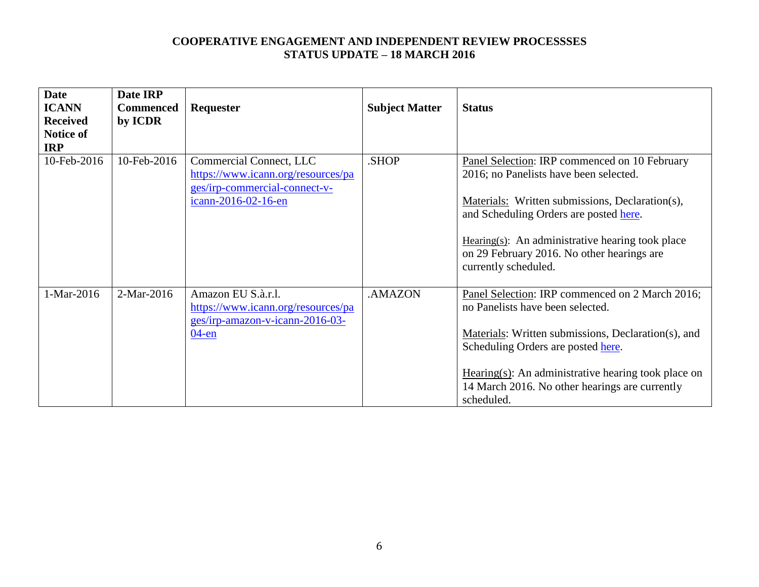**COOPERATIVE ENGAGEMENT AND INDEPENDENT REVIEW PROCESSSES**
**STATUS UPDATE – 18 MARCH 2016**

| Date ICANN Received Notice of IRP | Date IRP Commenced by ICDR | Requester | Subject Matter | Status |
|---|---|---|---|---|
| 10-Feb-2016 | 10-Feb-2016 | Commercial Connect, LLC https://www.icann.org/resources/pages/irp-commercial-connect-v-icann-2016-02-16-en | .SHOP | Panel Selection: IRP commenced on 10 February 2016; no Panelists have been selected.<br><br>Materials: Written submissions, Declaration(s), and Scheduling Orders are posted here.<br><br>Hearing(s): An administrative hearing took place on 29 February 2016. No other hearings are currently scheduled. |
| 1-Mar-2016 | 2-Mar-2016 | Amazon EU S.à.r.l. https://www.icann.org/resources/pages/irp-amazon-v-icann-2016-03-04-en | .AMAZON | Panel Selection: IRP commenced on 2 March 2016; no Panelists have been selected.<br><br>Materials: Written submissions, Declaration(s), and Scheduling Orders are posted here.<br><br>Hearing(s): An administrative hearing took place on 14 March 2016. No other hearings are currently scheduled. |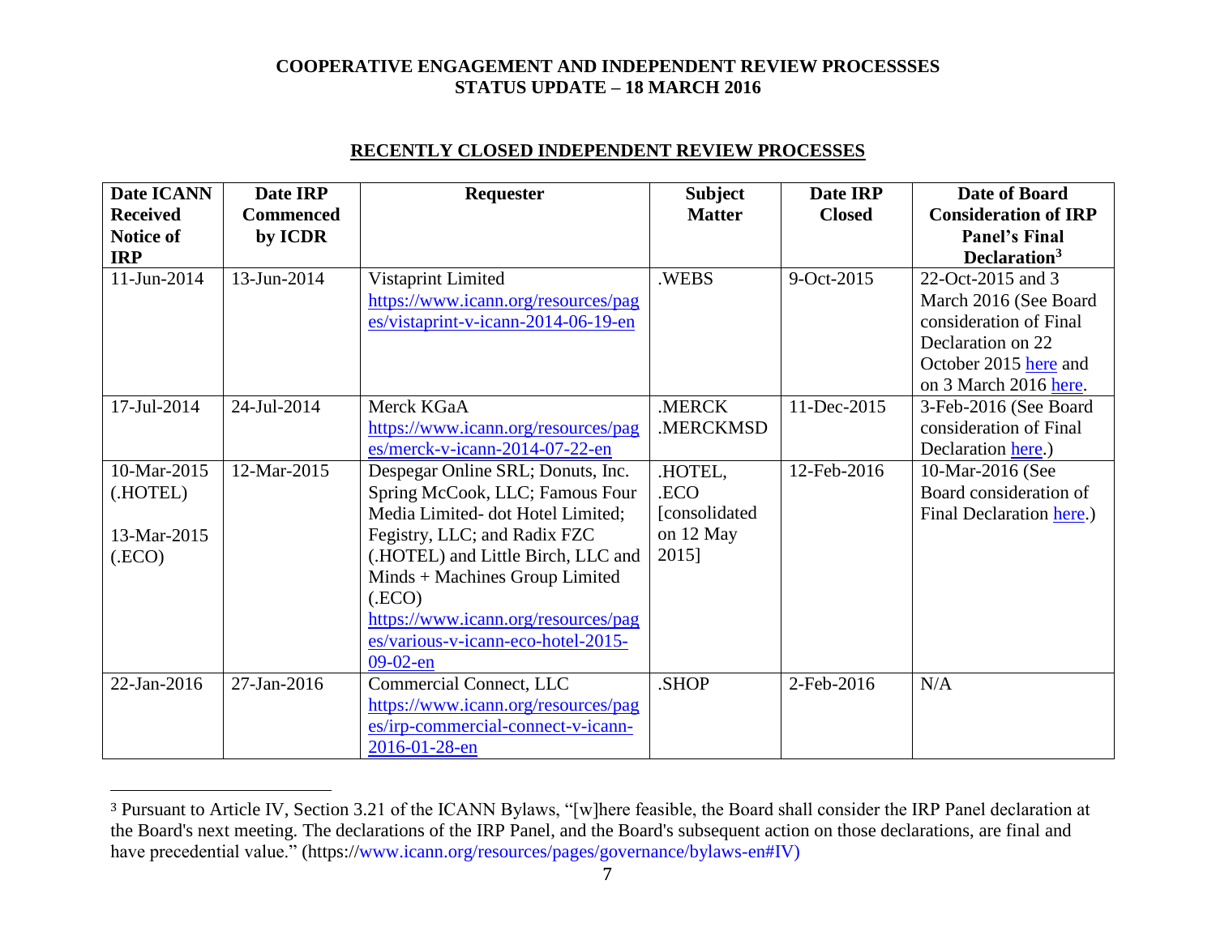**COOPERATIVE ENGAGEMENT AND INDEPENDENT REVIEW PROCESSSES**
**STATUS UPDATE – 18 MARCH 2016**

## RECENTLY CLOSED INDEPENDENT REVIEW PROCESSES

| Date ICANN Received Notice of IRP | Date IRP Commenced by ICDR | Requester | Subject Matter | Date IRP Closed | Date of Board Consideration of IRP Panel's Final Declaration[3] |
|---|---|---|---|---|---|
| 11-Jun-2014 | 13-Jun-2014 | Vistaprint Limited https://www.icann.org/resources/pages/vistaprint-v-icann-2014-06-19-en | .WEBS | 9-Oct-2015 | 22-Oct-2015 and 3 March 2016 (See Board consideration of Final Declaration on 22 October 2015 here and on 3 March 2016 here. |
| 17-Jul-2014 | 24-Jul-2014 | Merck KGaA https://www.icann.org/resources/pages/merck-v-icann-2014-07-22-en | .MERCK .MERCKMSD | 11-Dec-2015 | 3-Feb-2016 (See Board consideration of Final Declaration here.) |
| 10-Mar-2015 (.HOTEL) 13-Mar-2015 (.ECO) | 12-Mar-2015 | Despegar Online SRL; Donuts, Inc. Spring McCook, LLC; Famous Four Media Limited- dot Hotel Limited; Fegistry, LLC; and Radix FZC (.HOTEL) and Little Birch, LLC and Minds + Machines Group Limited (.ECO) https://www.icann.org/resources/pages/various-v-icann-eco-hotel-2015-09-02-en | .HOTEL, .ECO [consolidated on 12 May 2015] | 12-Feb-2016 | 10-Mar-2016 (See Board consideration of Final Declaration here.) |
| 22-Jan-2016 | 27-Jan-2016 | Commercial Connect, LLC https://www.icann.org/resources/pages/irp-commercial-connect-v-icann-2016-01-28-en | .SHOP | 2-Feb-2016 | N/A |

[3] Pursuant to Article IV, Section 3.21 of the ICANN Bylaws, "[w]here feasible, the Board shall consider the IRP Panel declaration at the Board's next meeting. The declarations of the IRP Panel, and the Board's subsequent action on those declarations, are final and have precedential value." (https://www.icann.org/resources/pages/governance/bylaws-en#IV)